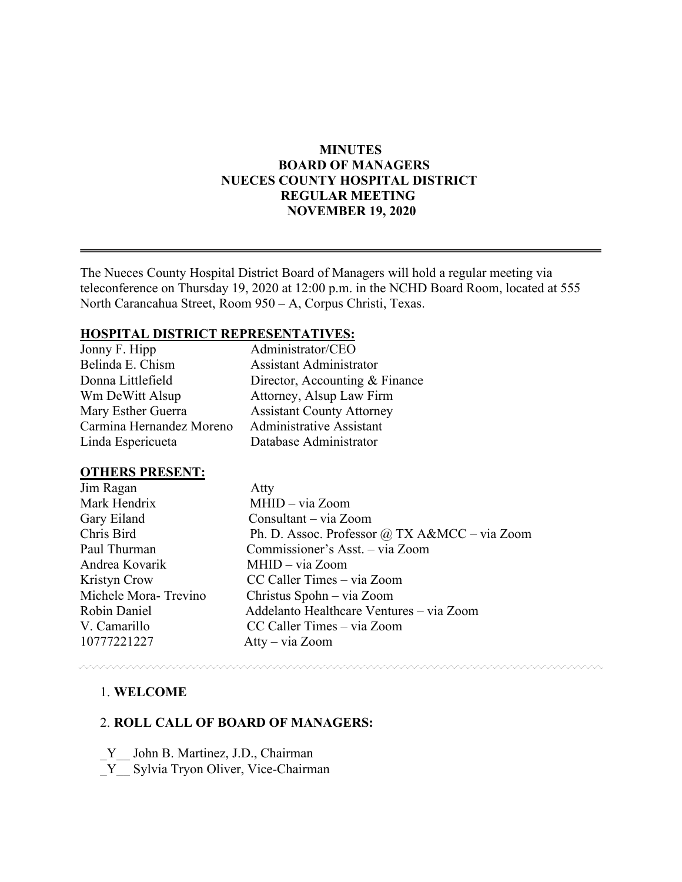# MINUTES
# BOARD OF MANAGERS
# NUECES COUNTY HOSPITAL DISTRICT
# REGULAR MEETING
# NOVEMBER 19, 2020

---

The Nueces County Hospital District Board of Managers will hold a regular meeting via teleconference on Thursday 19, 2020 at 12:00 p.m. in the NCHD Board Room, located at 555 North Carancahua Street, Room 950 – A, Corpus Christi, Texas.

## HOSPITAL DISTRICT REPRESENTATIVES:

| | |
|---|---|
| Jonny F. Hipp | Administrator/CEO |
| Belinda E. Chism | Assistant Administrator |
| Donna Littlefield | Director, Accounting & Finance |
| Wm DeWitt Alsup | Attorney, Alsup Law Firm |
| Mary Esther Guerra | Assistant County Attorney |
| Carmina Hernandez Moreno | Administrative Assistant |
| Linda Espericueta | Database Administrator |

## OTHERS PRESENT:

| | |
|---|---|
| Jim Ragan | Atty |
| Mark Hendrix | MHID – via Zoom |
| Gary Eiland | Consultant – via Zoom |
| Chris Bird | Ph. D. Assoc. Professor @ TX A&MCC – via Zoom |
| Paul Thurman | Commissioner's Asst. – via Zoom |
| Andrea Kovarik | MHID – via Zoom |
| Kristyn Crow | CC Caller Times – via Zoom |
| Michele Mora- Trevino | Christus Spohn – via Zoom |
| Robin Daniel | Addelanto Healthcare Ventures – via Zoom |
| V. Camarillo | CC Caller Times – via Zoom |
| 10777221227 | Atty – via Zoom |

---

1. **WELCOME**

2. **ROLL CALL OF BOARD OF MANAGERS:**

_Y__ John B. Martinez, J.D., Chairman
_Y__ Sylvia Tryon Oliver, Vice-Chairman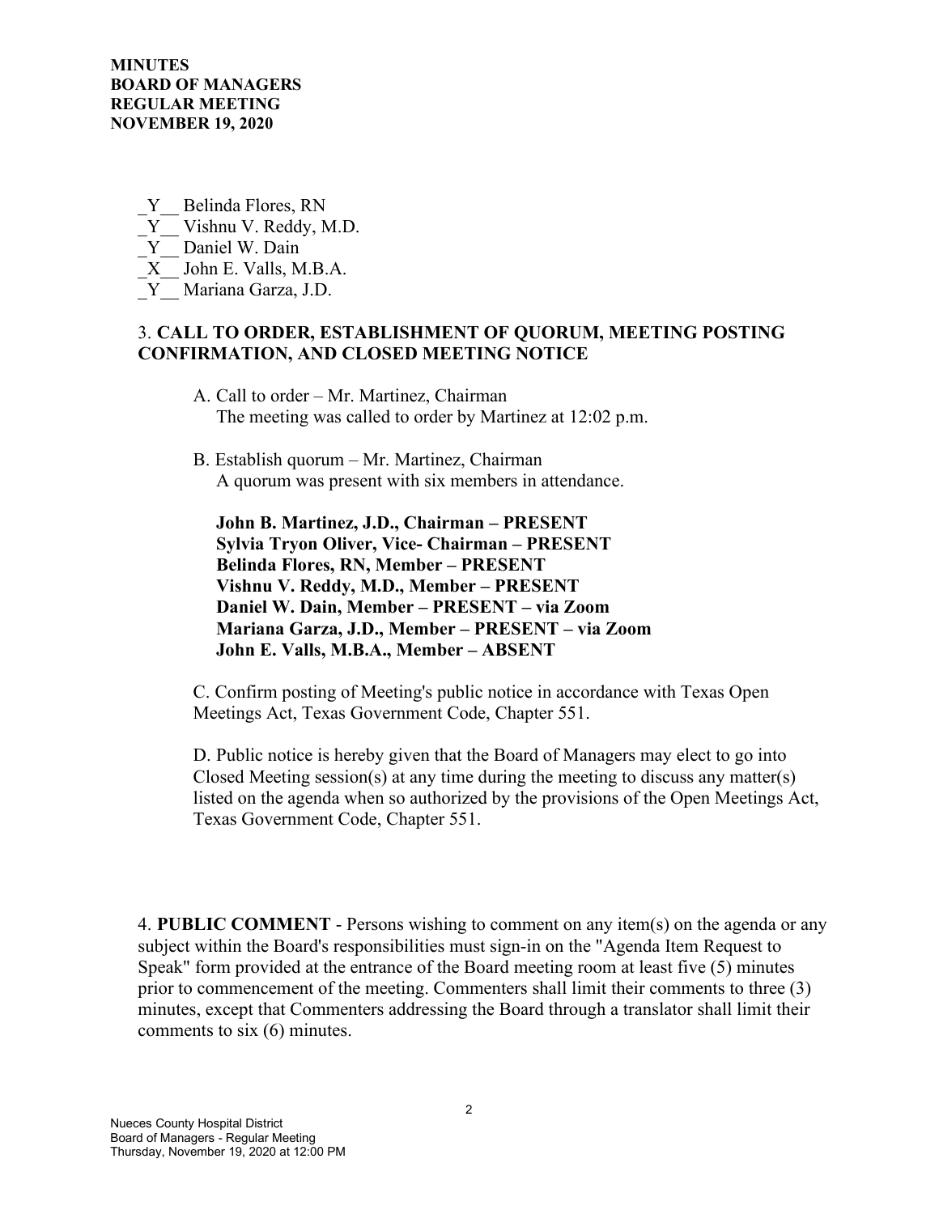**MINUTES**
**BOARD OF MANAGERS**
**REGULAR MEETING**
**NOVEMBER 19, 2020**

_Y__ Belinda Flores, RN
_Y__ Vishnu V. Reddy, M.D.
_Y__ Daniel W. Dain
_X__ John E. Valls, M.B.A.
_Y__ Mariana Garza, J.D.

## 3. **CALL TO ORDER, ESTABLISHMENT OF QUORUM, MEETING POSTING CONFIRMATION, AND CLOSED MEETING NOTICE**

A. Call to order – Mr. Martinez, Chairman
The meeting was called to order by Martinez at 12:02 p.m.

B. Establish quorum – Mr. Martinez, Chairman
A quorum was present with six members in attendance.

**John B. Martinez, J.D., Chairman – PRESENT**
**Sylvia Tryon Oliver, Vice- Chairman – PRESENT**
**Belinda Flores, RN, Member – PRESENT**
**Vishnu V. Reddy, M.D., Member – PRESENT**
**Daniel W. Dain, Member – PRESENT – via Zoom**
**Mariana Garza, J.D., Member – PRESENT – via Zoom**
**John E. Valls, M.B.A., Member – ABSENT**

C. Confirm posting of Meeting's public notice in accordance with Texas Open Meetings Act, Texas Government Code, Chapter 551.

D. Public notice is hereby given that the Board of Managers may elect to go into Closed Meeting session(s) at any time during the meeting to discuss any matter(s) listed on the agenda when so authorized by the provisions of the Open Meetings Act, Texas Government Code, Chapter 551.

4. **PUBLIC COMMENT** - Persons wishing to comment on any item(s) on the agenda or any subject within the Board's responsibilities must sign-in on the "Agenda Item Request to Speak" form provided at the entrance of the Board meeting room at least five (5) minutes prior to commencement of the meeting. Commenters shall limit their comments to three (3) minutes, except that Commenters addressing the Board through a translator shall limit their comments to six (6) minutes.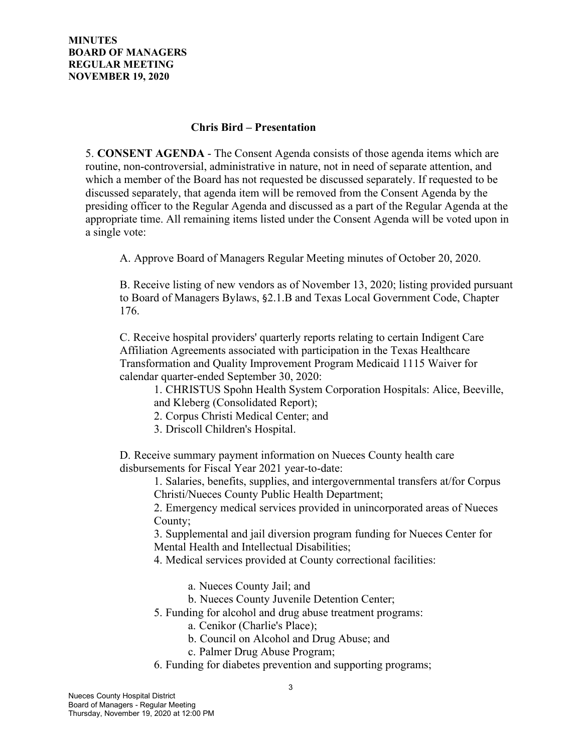**Chris Bird – Presentation**

5. **CONSENT AGENDA** - The Consent Agenda consists of those agenda items which are routine, non-controversial, administrative in nature, not in need of separate attention, and which a member of the Board has not requested be discussed separately. If requested to be discussed separately, that agenda item will be removed from the Consent Agenda by the presiding officer to the Regular Agenda and discussed as a part of the Regular Agenda at the appropriate time. All remaining items listed under the Consent Agenda will be voted upon in a single vote:

A. Approve Board of Managers Regular Meeting minutes of October 20, 2020.

B. Receive listing of new vendors as of November 13, 2020; listing provided pursuant to Board of Managers Bylaws, §2.1.B and Texas Local Government Code, Chapter 176.

C. Receive hospital providers' quarterly reports relating to certain Indigent Care Affiliation Agreements associated with participation in the Texas Healthcare Transformation and Quality Improvement Program Medicaid 1115 Waiver for calendar quarter-ended September 30, 2020:

1. CHRISTUS Spohn Health System Corporation Hospitals: Alice, Beeville, and Kleberg (Consolidated Report);
2. Corpus Christi Medical Center; and
3. Driscoll Children's Hospital.

D. Receive summary payment information on Nueces County health care disbursements for Fiscal Year 2021 year-to-date:

1. Salaries, benefits, supplies, and intergovernmental transfers at/for Corpus Christi/Nueces County Public Health Department;
2. Emergency medical services provided in unincorporated areas of Nueces County;
3. Supplemental and jail diversion program funding for Nueces Center for Mental Health and Intellectual Disabilities;
4. Medical services provided at County correctional facilities:
    a. Nueces County Jail; and
    b. Nueces County Juvenile Detention Center;
5. Funding for alcohol and drug abuse treatment programs:
    a. Cenikor (Charlie's Place);
    b. Council on Alcohol and Drug Abuse; and
    c. Palmer Drug Abuse Program;
6. Funding for diabetes prevention and supporting programs;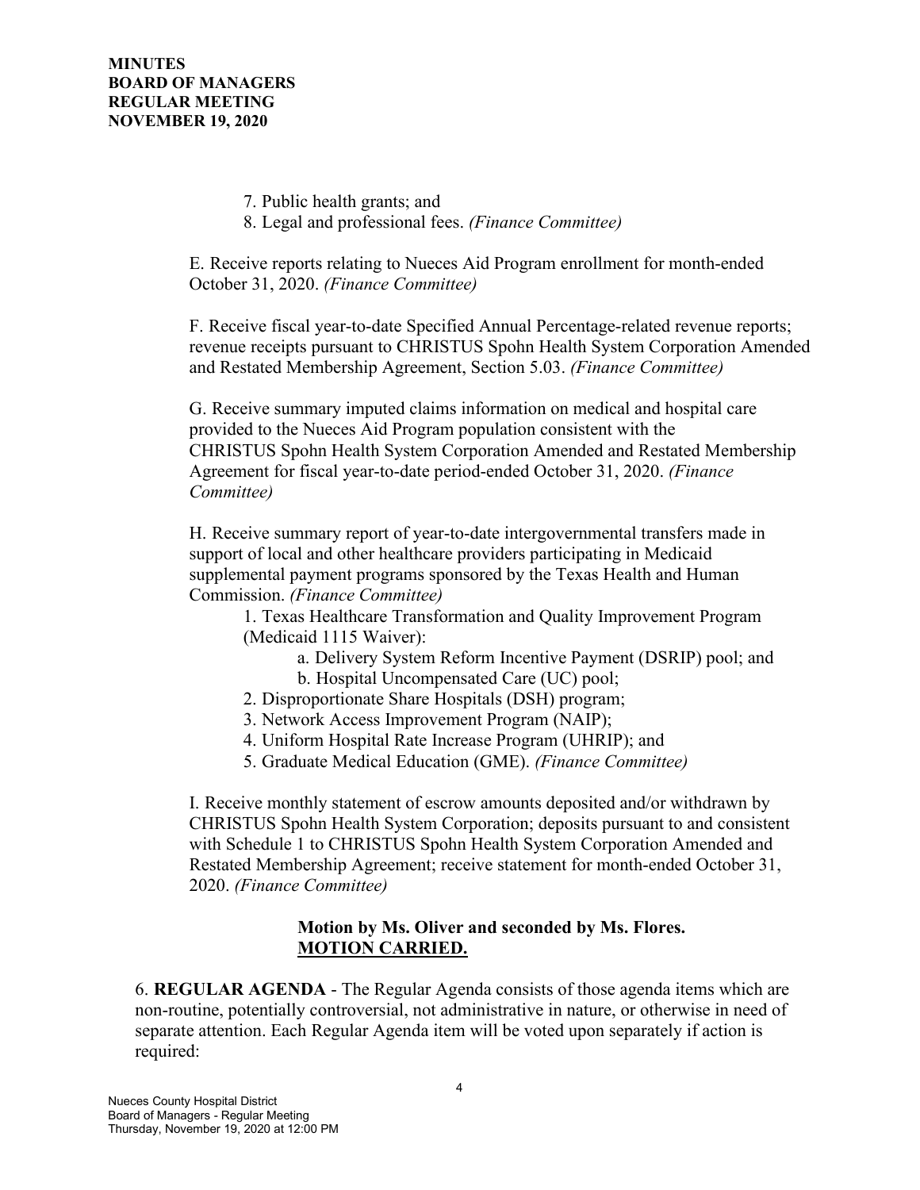7. Public health grants; and
8. Legal and professional fees. *(Finance Committee)*

E. Receive reports relating to Nueces Aid Program enrollment for month-ended October 31, 2020. *(Finance Committee)*

F. Receive fiscal year-to-date Specified Annual Percentage-related revenue reports; revenue receipts pursuant to CHRISTUS Spohn Health System Corporation Amended and Restated Membership Agreement, Section 5.03. *(Finance Committee)*

G. Receive summary imputed claims information on medical and hospital care provided to the Nueces Aid Program population consistent with the CHRISTUS Spohn Health System Corporation Amended and Restated Membership Agreement for fiscal year-to-date period-ended October 31, 2020. *(Finance Committee)*

H. Receive summary report of year-to-date intergovernmental transfers made in support of local and other healthcare providers participating in Medicaid supplemental payment programs sponsored by the Texas Health and Human Commission. *(Finance Committee)*

1. Texas Healthcare Transformation and Quality Improvement Program (Medicaid 1115 Waiver):
    a. Delivery System Reform Incentive Payment (DSRIP) pool; and
    b. Hospital Uncompensated Care (UC) pool;
2. Disproportionate Share Hospitals (DSH) program;
3. Network Access Improvement Program (NAIP);
4. Uniform Hospital Rate Increase Program (UHRIP); and
5. Graduate Medical Education (GME). *(Finance Committee)*

I. Receive monthly statement of escrow amounts deposited and/or withdrawn by CHRISTUS Spohn Health System Corporation; deposits pursuant to and consistent with Schedule 1 to CHRISTUS Spohn Health System Corporation Amended and Restated Membership Agreement; receive statement for month-ended October 31, 2020. *(Finance Committee)*

**Motion by Ms. Oliver and seconded by Ms. Flores.**
**<u>MOTION CARRIED.</u>**

6. **REGULAR AGENDA** - The Regular Agenda consists of those agenda items which are non-routine, potentially controversial, not administrative in nature, or otherwise in need of separate attention. Each Regular Agenda item will be voted upon separately if action is required: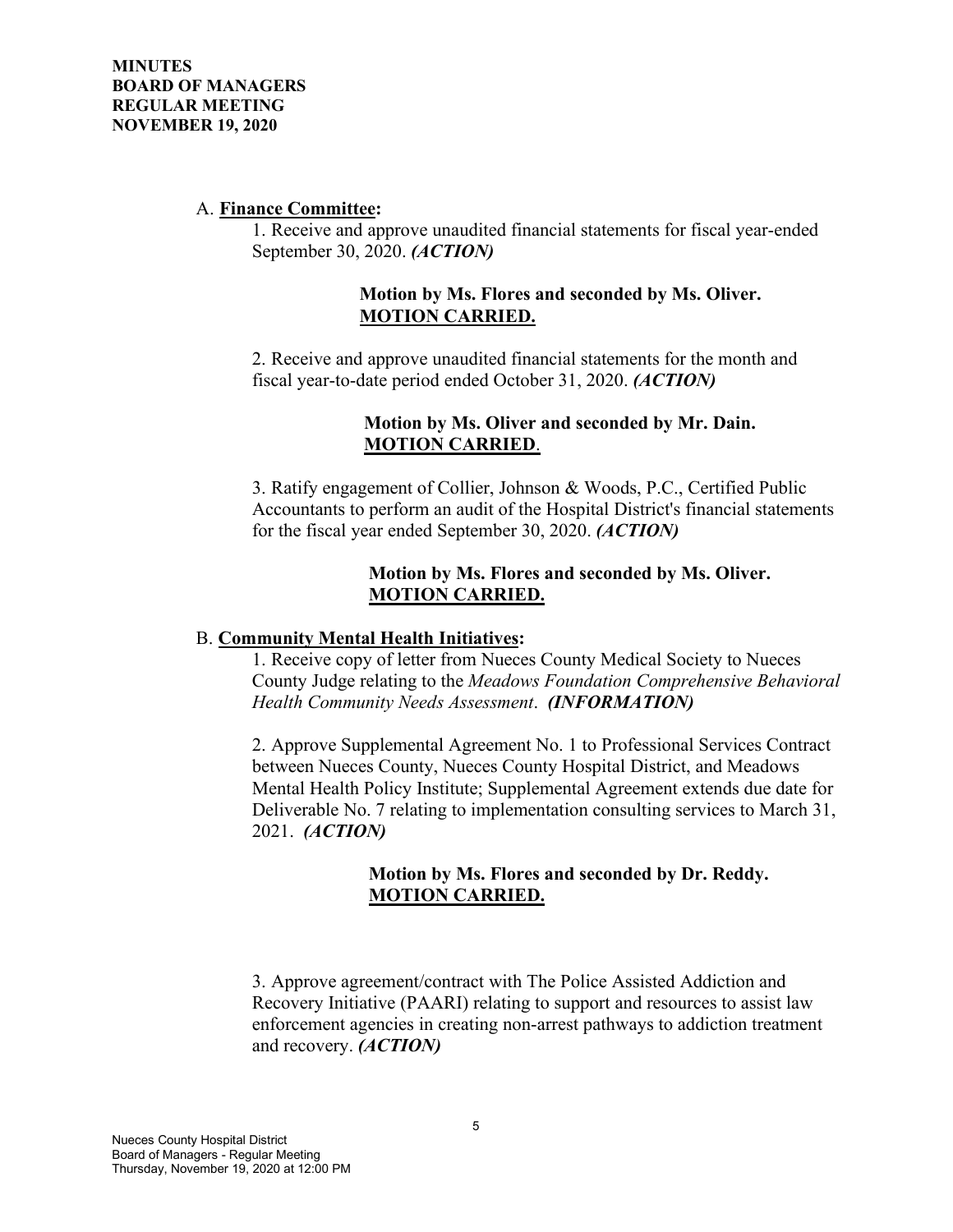A. **Finance Committee:**

1. Receive and approve unaudited financial statements for fiscal year-ended September 30, 2020. ***(ACTION)***

   **Motion by Ms. Flores and seconded by Ms. Oliver.**
   **MOTION CARRIED.**

2. Receive and approve unaudited financial statements for the month and fiscal year-to-date period ended October 31, 2020. ***(ACTION)***

   **Motion by Ms. Oliver and seconded by Mr. Dain.**
   **MOTION CARRIED**.

3. Ratify engagement of Collier, Johnson & Woods, P.C., Certified Public Accountants to perform an audit of the Hospital District's financial statements for the fiscal year ended September 30, 2020. ***(ACTION)***

   **Motion by Ms. Flores and seconded by Ms. Oliver.**
   **MOTION CARRIED.**

B. **Community Mental Health Initiatives:**

1. Receive copy of letter from Nueces County Medical Society to Nueces County Judge relating to the *Meadows Foundation Comprehensive Behavioral Health Community Needs Assessment*. ***(INFORMATION)***

2. Approve Supplemental Agreement No. 1 to Professional Services Contract between Nueces County, Nueces County Hospital District, and Meadows Mental Health Policy Institute; Supplemental Agreement extends due date for Deliverable No. 7 relating to implementation consulting services to March 31, 2021. ***(ACTION)***

   **Motion by Ms. Flores and seconded by Dr. Reddy.**
   **MOTION CARRIED.**

3. Approve agreement/contract with The Police Assisted Addiction and Recovery Initiative (PAARI) relating to support and resources to assist law enforcement agencies in creating non-arrest pathways to addiction treatment and recovery. ***(ACTION)***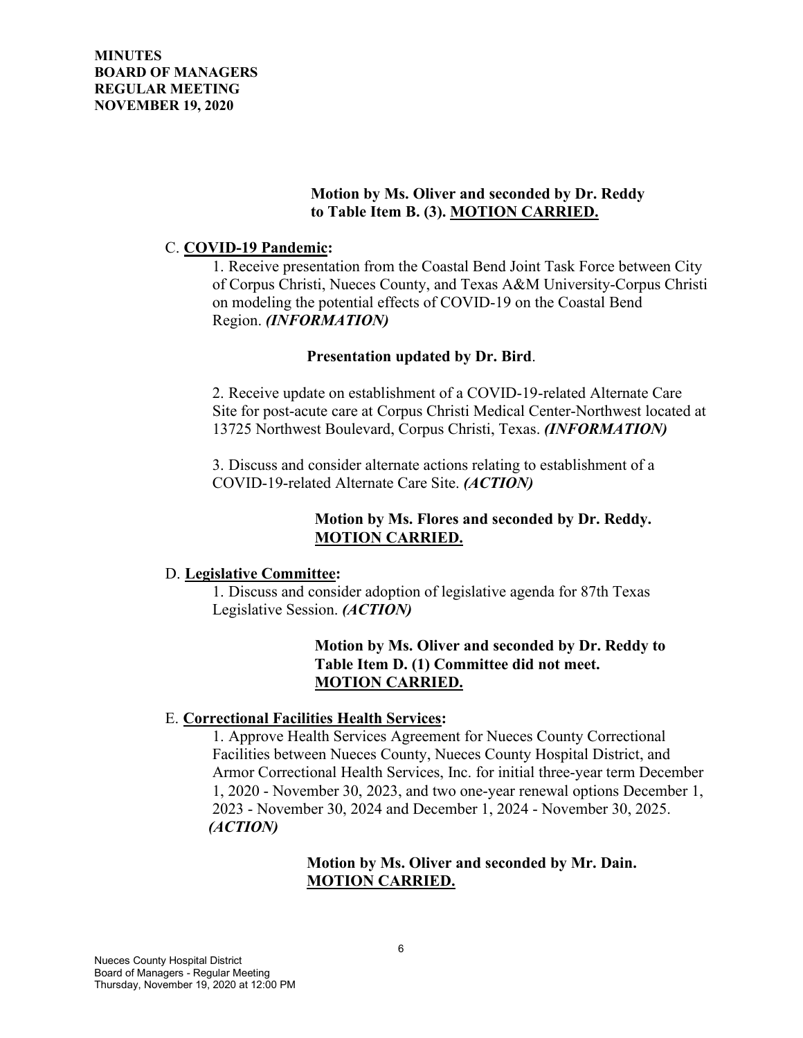**Motion by Ms. Oliver and seconded by Dr. Reddy to Table Item B. (3). MOTION CARRIED.**

C. **COVID-19 Pandemic:**

1. Receive presentation from the Coastal Bend Joint Task Force between City of Corpus Christi, Nueces County, and Texas A&M University-Corpus Christi on modeling the potential effects of COVID-19 on the Coastal Bend Region. ***(INFORMATION)***

**Presentation updated by Dr. Bird**.

2. Receive update on establishment of a COVID-19-related Alternate Care Site for post-acute care at Corpus Christi Medical Center-Northwest located at 13725 Northwest Boulevard, Corpus Christi, Texas. ***(INFORMATION)***

3. Discuss and consider alternate actions relating to establishment of a COVID-19-related Alternate Care Site. ***(ACTION)***

**Motion by Ms. Flores and seconded by Dr. Reddy. MOTION CARRIED.**

D. **Legislative Committee:**

1. Discuss and consider adoption of legislative agenda for 87th Texas Legislative Session. ***(ACTION)***

**Motion by Ms. Oliver and seconded by Dr. Reddy to Table Item D. (1) Committee did not meet. MOTION CARRIED.**

E. **Correctional Facilities Health Services:**

1. Approve Health Services Agreement for Nueces County Correctional Facilities between Nueces County, Nueces County Hospital District, and Armor Correctional Health Services, Inc. for initial three-year term December 1, 2020 - November 30, 2023, and two one-year renewal options December 1, 2023 - November 30, 2024 and December 1, 2024 - November 30, 2025. ***(ACTION)***

**Motion by Ms. Oliver and seconded by Mr. Dain. MOTION CARRIED.**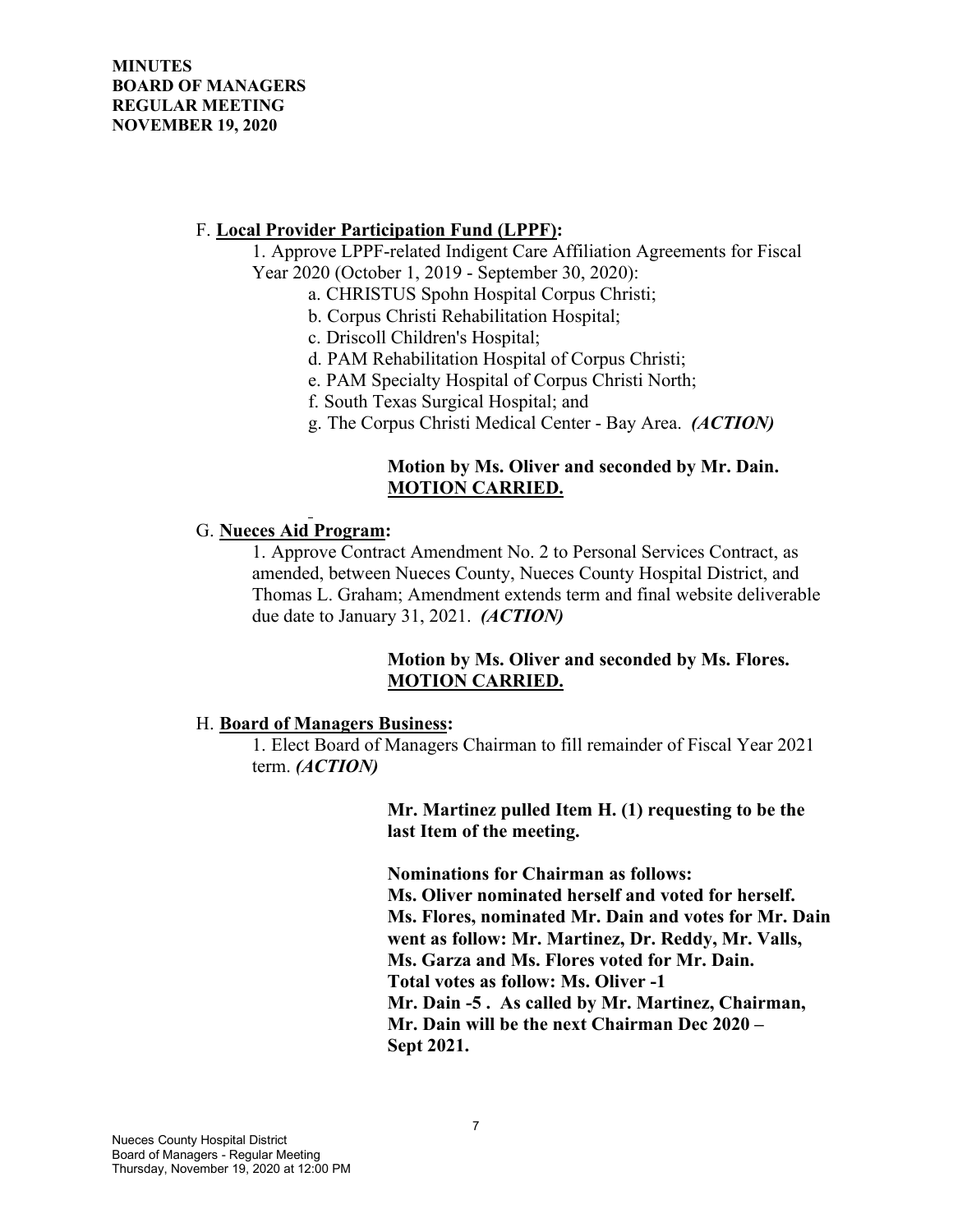F. **Local Provider Participation Fund (LPPF):**

1. Approve LPPF-related Indigent Care Affiliation Agreements for Fiscal Year 2020 (October 1, 2019 - September 30, 2020):
    - a. CHRISTUS Spohn Hospital Corpus Christi;
    - b. Corpus Christi Rehabilitation Hospital;
    - c. Driscoll Children's Hospital;
    - d. PAM Rehabilitation Hospital of Corpus Christi;
    - e. PAM Specialty Hospital of Corpus Christi North;
    - f. South Texas Surgical Hospital; and
    - g. The Corpus Christi Medical Center - Bay Area. ***(ACTION)***

**Motion by Ms. Oliver and seconded by Mr. Dain.**
**MOTION CARRIED.**

G. **Nueces Aid Program:**

1. Approve Contract Amendment No. 2 to Personal Services Contract, as amended, between Nueces County, Nueces County Hospital District, and Thomas L. Graham; Amendment extends term and final website deliverable due date to January 31, 2021. ***(ACTION)***

**Motion by Ms. Oliver and seconded by Ms. Flores.**
**MOTION CARRIED.**

H. **Board of Managers Business:**

1. Elect Board of Managers Chairman to fill remainder of Fiscal Year 2021 term. ***(ACTION)***

**Mr. Martinez pulled Item H. (1) requesting to be the last Item of the meeting.**

**Nominations for Chairman as follows:**
**Ms. Oliver nominated herself and voted for herself.**
**Ms. Flores, nominated Mr. Dain and votes for Mr. Dain went as follow: Mr. Martinez, Dr. Reddy, Mr. Valls, Ms. Garza and Ms. Flores voted for Mr. Dain.**
**Total votes as follow: Ms. Oliver -1**
**Mr. Dain -5 . As called by Mr. Martinez, Chairman, Mr. Dain will be the next Chairman Dec 2020 – Sept 2021.**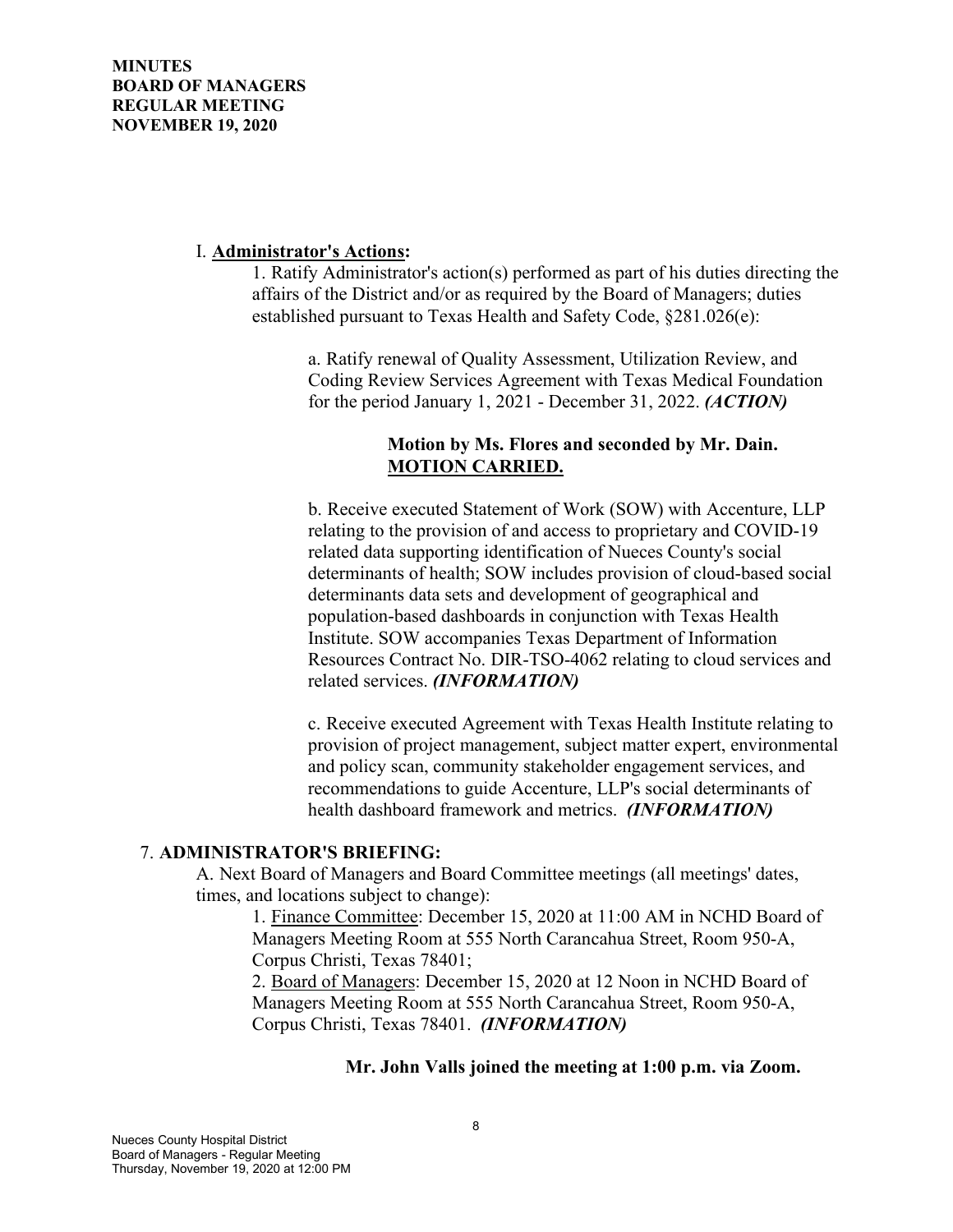**MINUTES**
**BOARD OF MANAGERS**
**REGULAR MEETING**
**NOVEMBER 19, 2020**

I. **Administrator's Actions:**

1. Ratify Administrator's action(s) performed as part of his duties directing the affairs of the District and/or as required by the Board of Managers; duties established pursuant to Texas Health and Safety Code, §281.026(e):

a. Ratify renewal of Quality Assessment, Utilization Review, and Coding Review Services Agreement with Texas Medical Foundation for the period January 1, 2021 - December 31, 2022. ***(ACTION)***

**Motion by Ms. Flores and seconded by Mr. Dain.**
**MOTION CARRIED.**

b. Receive executed Statement of Work (SOW) with Accenture, LLP relating to the provision of and access to proprietary and COVID-19 related data supporting identification of Nueces County's social determinants of health; SOW includes provision of cloud-based social determinants data sets and development of geographical and population-based dashboards in conjunction with Texas Health Institute. SOW accompanies Texas Department of Information Resources Contract No. DIR-TSO-4062 relating to cloud services and related services. ***(INFORMATION)***

c. Receive executed Agreement with Texas Health Institute relating to provision of project management, subject matter expert, environmental and policy scan, community stakeholder engagement services, and recommendations to guide Accenture, LLP's social determinants of health dashboard framework and metrics. ***(INFORMATION)***

7. **ADMINISTRATOR'S BRIEFING:**

A. Next Board of Managers and Board Committee meetings (all meetings' dates, times, and locations subject to change):

1. Finance Committee: December 15, 2020 at 11:00 AM in NCHD Board of Managers Meeting Room at 555 North Carancahua Street, Room 950-A, Corpus Christi, Texas 78401;
2. Board of Managers: December 15, 2020 at 12 Noon in NCHD Board of Managers Meeting Room at 555 North Carancahua Street, Room 950-A, Corpus Christi, Texas 78401. ***(INFORMATION)***

**Mr. John Valls joined the meeting at 1:00 p.m. via Zoom.**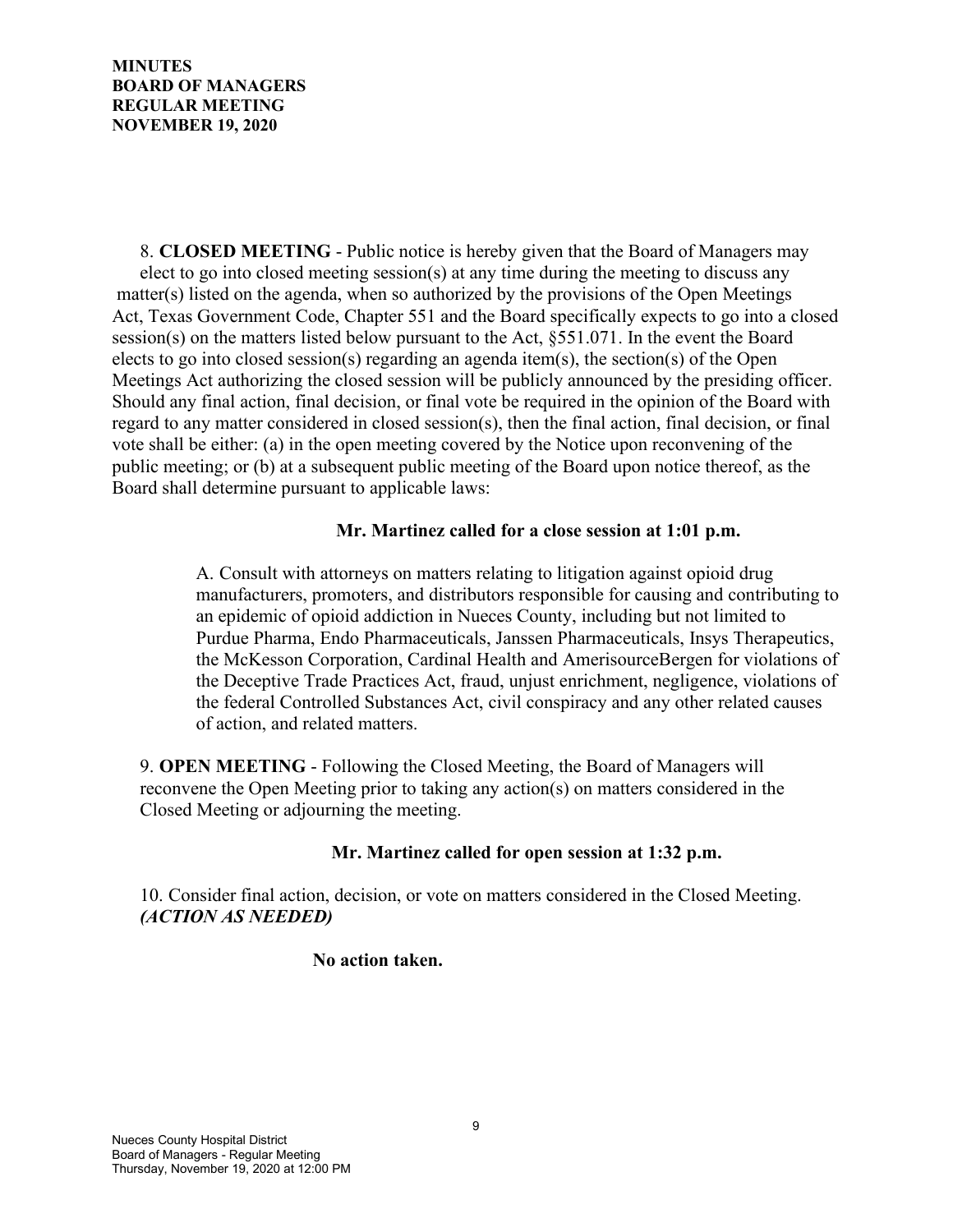8. **CLOSED MEETING** - Public notice is hereby given that the Board of Managers may elect to go into closed meeting session(s) at any time during the meeting to discuss any matter(s) listed on the agenda, when so authorized by the provisions of the Open Meetings Act, Texas Government Code, Chapter 551 and the Board specifically expects to go into a closed session(s) on the matters listed below pursuant to the Act, §551.071. In the event the Board elects to go into closed session(s) regarding an agenda item(s), the section(s) of the Open Meetings Act authorizing the closed session will be publicly announced by the presiding officer. Should any final action, final decision, or final vote be required in the opinion of the Board with regard to any matter considered in closed session(s), then the final action, final decision, or final vote shall be either: (a) in the open meeting covered by the Notice upon reconvening of the public meeting; or (b) at a subsequent public meeting of the Board upon notice thereof, as the Board shall determine pursuant to applicable laws:

**Mr. Martinez called for a close session at 1:01 p.m.**

A. Consult with attorneys on matters relating to litigation against opioid drug manufacturers, promoters, and distributors responsible for causing and contributing to an epidemic of opioid addiction in Nueces County, including but not limited to Purdue Pharma, Endo Pharmaceuticals, Janssen Pharmaceuticals, Insys Therapeutics, the McKesson Corporation, Cardinal Health and AmerisourceBergen for violations of the Deceptive Trade Practices Act, fraud, unjust enrichment, negligence, violations of the federal Controlled Substances Act, civil conspiracy and any other related causes of action, and related matters.

9. **OPEN MEETING** - Following the Closed Meeting, the Board of Managers will reconvene the Open Meeting prior to taking any action(s) on matters considered in the Closed Meeting or adjourning the meeting.

**Mr. Martinez called for open session at 1:32 p.m.**

10. Consider final action, decision, or vote on matters considered in the Closed Meeting. ***(ACTION AS NEEDED)***

**No action taken.**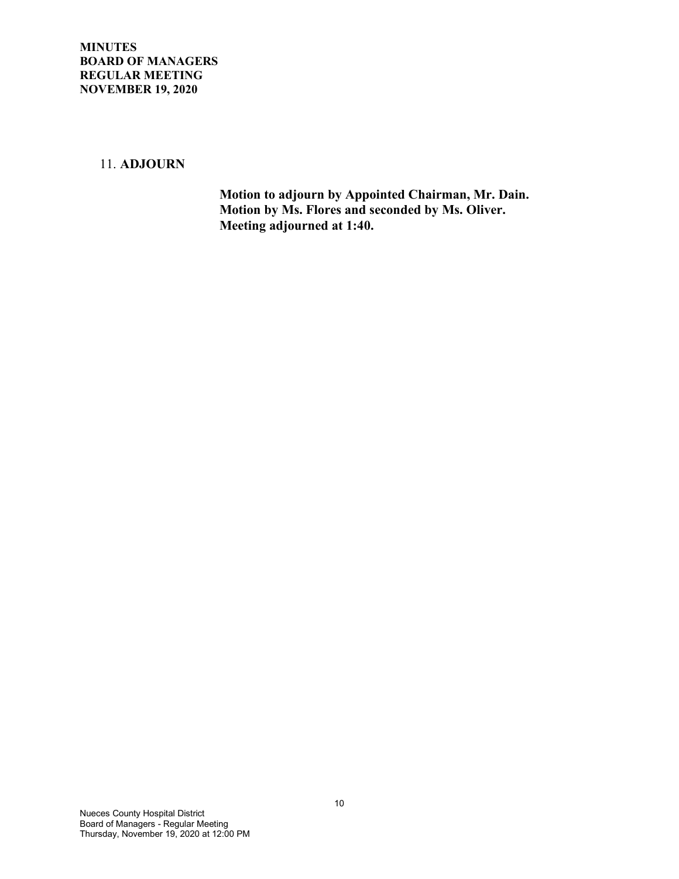## 11. **ADJOURN**

**Motion to adjourn by Appointed Chairman, Mr. Dain.**
**Motion by Ms. Flores and seconded by Ms. Oliver.**
**Meeting adjourned at 1:40.**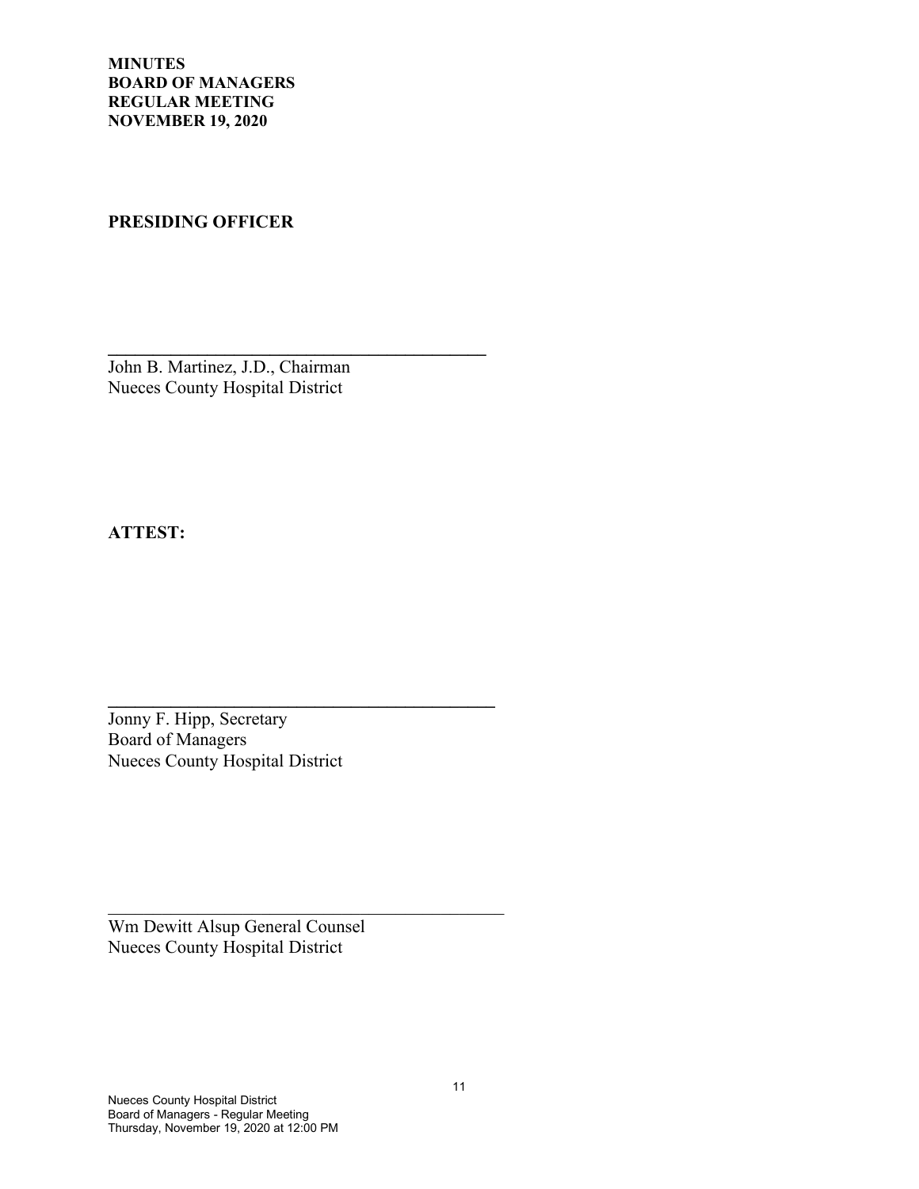**MINUTES**
**BOARD OF MANAGERS**
**REGULAR MEETING**
**NOVEMBER 19, 2020**

**PRESIDING OFFICER**

\_\_\_\_\_\_\_\_\_\_\_\_\_\_\_\_\_\_\_\_\_\_\_\_\_\_\_\_\_\_\_\_\_\_\_\_\_\_\_\_\_\_\_

John B. Martinez, J.D., Chairman
Nueces County Hospital District

**ATTEST:**

\_\_\_\_\_\_\_\_\_\_\_\_\_\_\_\_\_\_\_\_\_\_\_\_\_\_\_\_\_\_\_\_\_\_\_\_\_\_\_\_\_\_\_

Jonny F. Hipp, Secretary
Board of Managers
Nueces County Hospital District

\_\_\_\_\_\_\_\_\_\_\_\_\_\_\_\_\_\_\_\_\_\_\_\_\_\_\_\_\_\_\_\_\_\_\_\_\_\_\_\_\_\_\_

Wm Dewitt Alsup General Counsel
Nueces County Hospital District